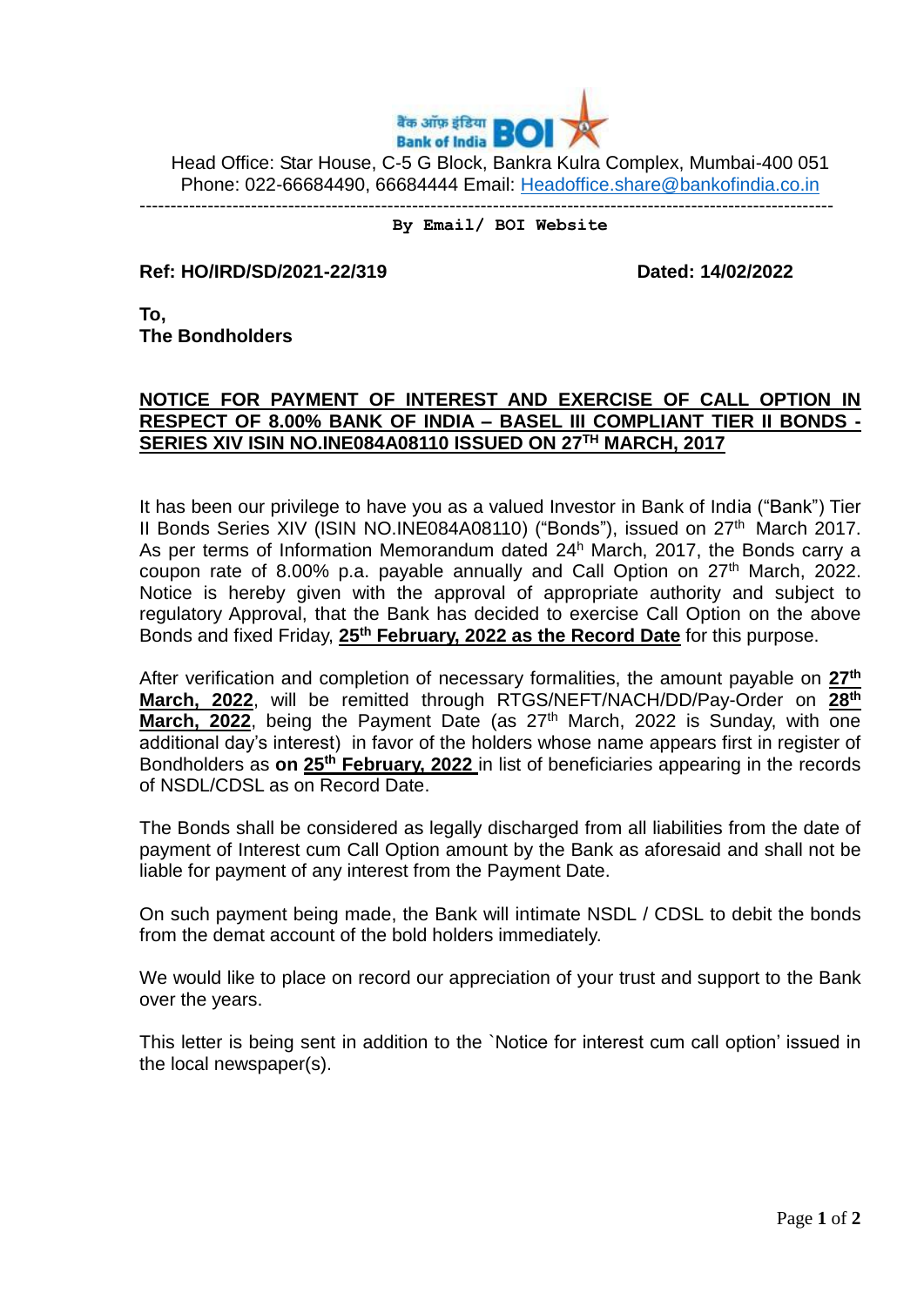बैंक ऑफ़ इंडिया Bank of India BOI

Head Office: Star House, C-5 G Block, Bankra Kulra Complex, Mumbai-400 051
Phone: 022-66684490, 66684444 Email: Headoffice.share@bankofindia.co.in

---

**By Email/ BOI Website**

**Ref: HO/IRD/SD/2021-22/319** **Dated: 14/02/2022**

**To,**
**The Bondholders**

**NOTICE FOR PAYMENT OF INTEREST AND EXERCISE OF CALL OPTION IN RESPECT OF 8.00% BANK OF INDIA – BASEL III COMPLIANT TIER II BONDS - SERIES XIV ISIN NO.INE084A08110 ISSUED ON 27TH MARCH, 2017**

It has been our privilege to have you as a valued Investor in Bank of India ("Bank") Tier II Bonds Series XIV (ISIN NO.INE084A08110) ("Bonds"), issued on 27th March 2017. As per terms of Information Memorandum dated 24h March, 2017, the Bonds carry a coupon rate of 8.00% p.a. payable annually and Call Option on 27th March, 2022. Notice is hereby given with the approval of appropriate authority and subject to regulatory Approval, that the Bank has decided to exercise Call Option on the above Bonds and fixed Friday, **25th February, 2022 as the Record Date** for this purpose.

After verification and completion of necessary formalities, the amount payable on **27th March, 2022**, will be remitted through RTGS/NEFT/NACH/DD/Pay-Order on **28th March, 2022**, being the Payment Date (as 27th March, 2022 is Sunday, with one additional day's interest) in favor of the holders whose name appears first in register of Bondholders as **on 25th February, 2022** in list of beneficiaries appearing in the records of NSDL/CDSL as on Record Date.

The Bonds shall be considered as legally discharged from all liabilities from the date of payment of Interest cum Call Option amount by the Bank as aforesaid and shall not be liable for payment of any interest from the Payment Date.

On such payment being made, the Bank will intimate NSDL / CDSL to debit the bonds from the demat account of the bold holders immediately.

We would like to place on record our appreciation of your trust and support to the Bank over the years.

This letter is being sent in addition to the `Notice for interest cum call option' issued in the local newspaper(s).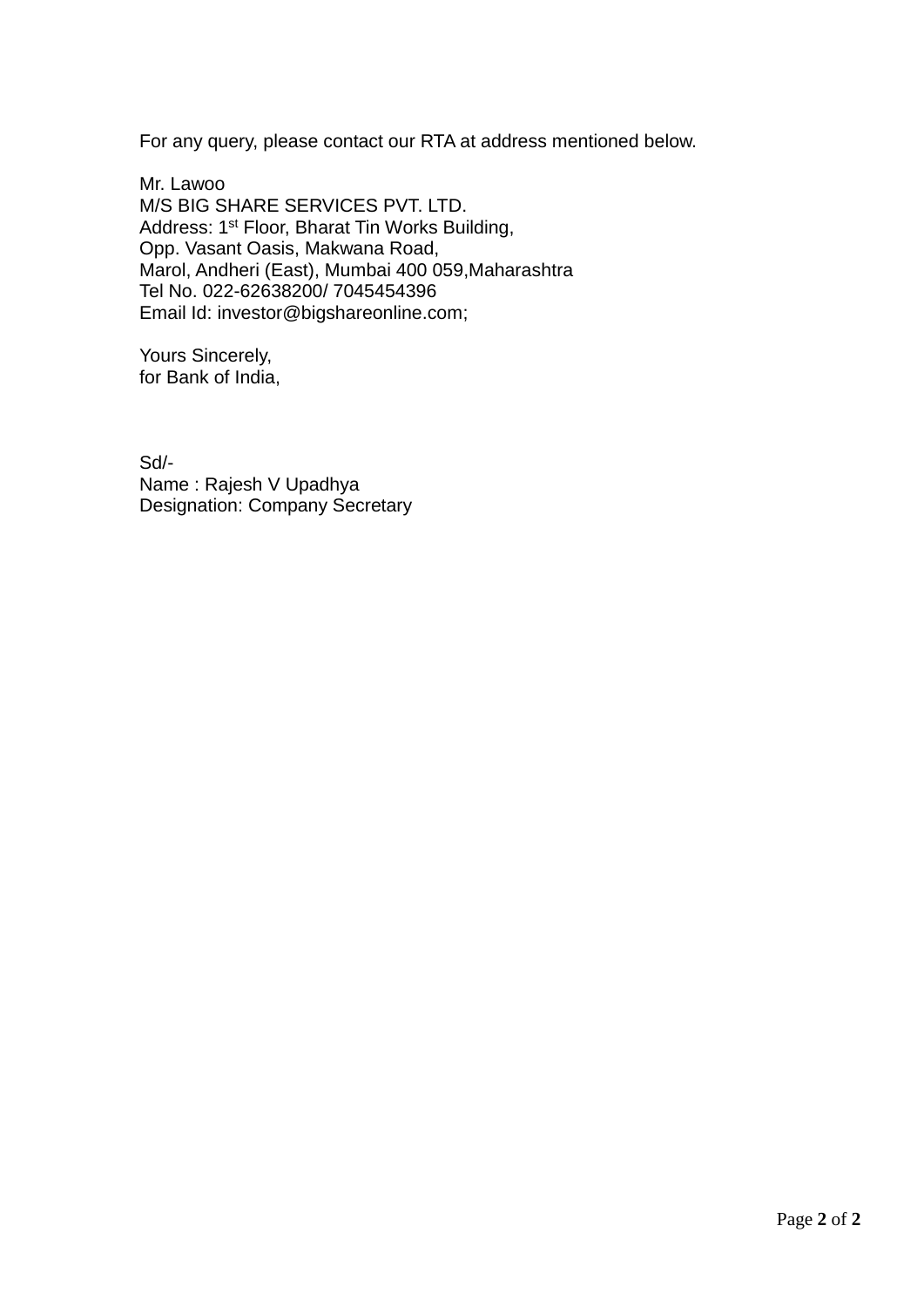For any query, please contact our RTA at address mentioned below.

Mr. Lawoo  
M/S BIG SHARE SERVICES PVT. LTD.  
Address: 1st Floor, Bharat Tin Works Building,  
Opp. Vasant Oasis, Makwana Road,  
Marol, Andheri (East), Mumbai 400 059,Maharashtra  
Tel No. 022-62638200/ 7045454396  
Email Id: investor@bigshareonline.com;

Yours Sincerely,  
for Bank of India,

Sd/-  
Name : Rajesh V Upadhya  
Designation: Company Secretary